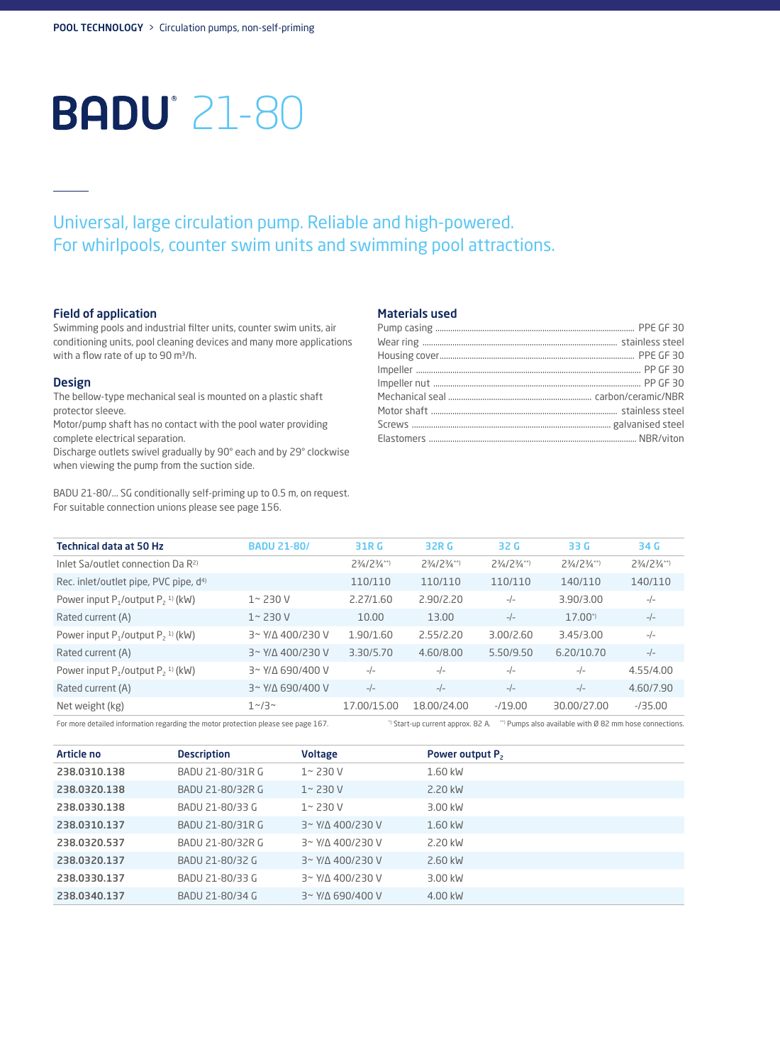POOL TECHNOLOGY > Circulation pumps, non-self-priming

# BADU® 21-80

## Universal, large circulation pump. Reliable and high-powered. For whirlpools, counter swim units and swimming pool attractions.

### Field of application

Swimming pools and industrial filter units, counter swim units, air conditioning units, pool cleaning devices and many more applications with a flow rate of up to 90 m³/h.

### Design

The bellow-type mechanical seal is mounted on a plastic shaft protector sleeve.
Motor/pump shaft has no contact with the pool water providing complete electrical separation.
Discharge outlets swivel gradually by 90° each and by 29° clockwise when viewing the pump from the suction side.

BADU 21-80/... SG conditionally self-priming up to 0.5 m, on request.
For suitable connection unions please see page 156.

### Materials used

- Pump casing ........ PPE GF 30
- Wear ring ........ stainless steel
- Housing cover ........ PPE GF 30
- Impeller ........ PP GF 30
- Impeller nut ........ PP GF 30
- Mechanical seal ........ carbon/ceramic/NBR
- Motor shaft ........ stainless steel
- Screws ........ galvanised steel
- Elastomers ........ NBR/viton

| Technical data at 50 Hz | BADU 21-80/ | 31R G | 32R G | 32 G | 33 G | 34 G |
|---|---|---|---|---|---|---|
| Inlet Sa/outlet connection Da R[2] | | 2¾/2¾[**] | 2¾/2¾[**] | 2¾/2¾[**] | 2¾/2¾[**] | 2¾/2¾[**] |
| Rec. inlet/outlet pipe, PVC pipe, d[4] | | 110/110 | 110/110 | 110/110 | 140/110 | 140/110 |
| Power input $P_1$/output $P_2$ [1] (kW) | 1~ 230 V | 2.27/1.60 | 2.90/2.20 | -/- | 3.90/3.00 | -/- |
| Rated current (A) | 1~ 230 V | 10.00 | 13.00 | -/- | 17.00[*] | -/- |
| Power input $P_1$/output $P_2$ [1] (kW) | 3~ Y/Δ 400/230 V | 1.90/1.60 | 2.55/2.20 | 3.00/2.60 | 3.45/3.00 | -/- |
| Rated current (A) | 3~ Y/Δ 400/230 V | 3.30/5.70 | 4.60/8.00 | 5.50/9.50 | 6.20/10.70 | -/- |
| Power input $P_1$/output $P_2$ [1] (kW) | 3~ Y/Δ 690/400 V | -/- | -/- | -/- | -/- | 4.55/4.00 |
| Rated current (A) | 3~ Y/Δ 690/400 V | -/- | -/- | -/- | -/- | 4.60/7.90 |
| Net weight (kg) | 1~/3~ | 17.00/15.00 | 18.00/24.00 | -/19.00 | 30.00/27.00 | -/35.00 |

For more detailed information regarding the motor protection please see page 167. [*] Start-up current approx. 82 A. [**] Pumps also available with Ø 82 mm hose connections.

| Article no | Description | Voltage | Power output $P_2$ |
|---|---|---|---|
| 238.0310.138 | BADU 21-80/31R G | 1~ 230 V | 1.60 kW |
| 238.0320.138 | BADU 21-80/32R G | 1~ 230 V | 2.20 kW |
| 238.0330.138 | BADU 21-80/33 G | 1~ 230 V | 3.00 kW |
| 238.0310.137 | BADU 21-80/31R G | 3~ Y/Δ 400/230 V | 1.60 kW |
| 238.0320.537 | BADU 21-80/32R G | 3~ Y/Δ 400/230 V | 2.20 kW |
| 238.0320.137 | BADU 21-80/32 G | 3~ Y/Δ 400/230 V | 2.60 kW |
| 238.0330.137 | BADU 21-80/33 G | 3~ Y/Δ 400/230 V | 3.00 kW |
| 238.0340.137 | BADU 21-80/34 G | 3~ Y/Δ 690/400 V | 4.00 kW |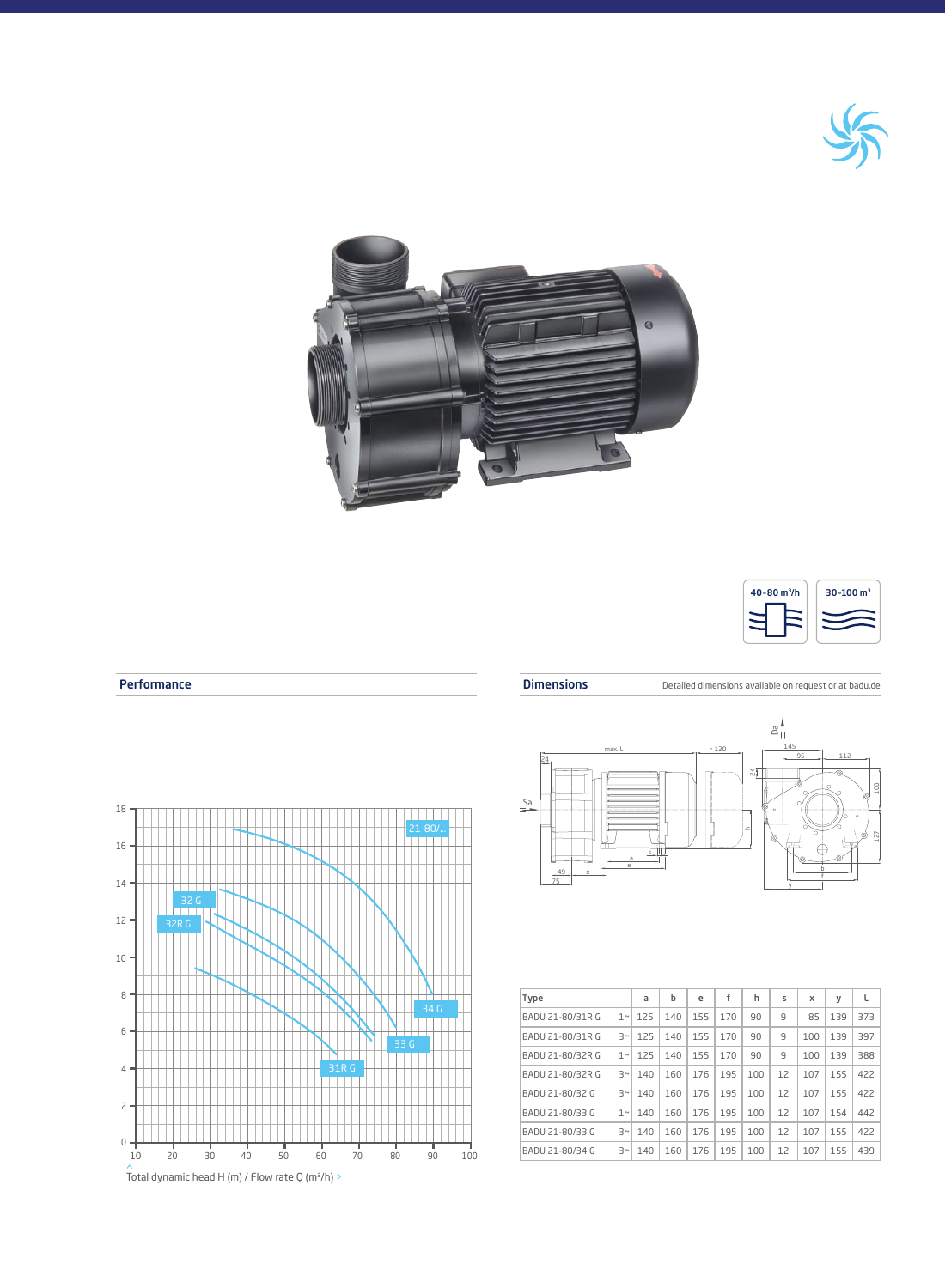40-80 m³/h

30-100 m³

## Performance

21-80/...

32 G

32R G

34 G

33 G

31R G

18
16
14
12
10
8
6
4
2
0

10 20 30 40 50 60 70 80 90 100

Total dynamic head H (m) / Flow rate Q (m³/h)

## Dimensions

Detailed dimensions available on request or at badu.de

Da
145
95
112
max. L
~ 120
24
24
100
127
Sa
h
s
a
e
49
75
x
b
f
y

| Type | | a | b | e | f | h | s | x | y | L |
|---|---|---|---|---|---|---|---|---|---|---|
| BADU 21-80/31R G | 1~ | 125 | 140 | 155 | 170 | 90 | 9 | 85 | 139 | 373 |
| BADU 21-80/31R G | 3~ | 125 | 140 | 155 | 170 | 90 | 9 | 100 | 139 | 397 |
| BADU 21-80/32R G | 1~ | 125 | 140 | 155 | 170 | 90 | 9 | 100 | 139 | 388 |
| BADU 21-80/32R G | 3~ | 140 | 160 | 176 | 195 | 100 | 12 | 107 | 155 | 422 |
| BADU 21-80/32 G | 3~ | 140 | 160 | 176 | 195 | 100 | 12 | 107 | 155 | 422 |
| BADU 21-80/33 G | 1~ | 140 | 160 | 176 | 195 | 100 | 12 | 107 | 154 | 442 |
| BADU 21-80/33 G | 3~ | 140 | 160 | 176 | 195 | 100 | 12 | 107 | 155 | 422 |
| BADU 21-80/34 G | 3~ | 140 | 160 | 176 | 195 | 100 | 12 | 107 | 155 | 439 |